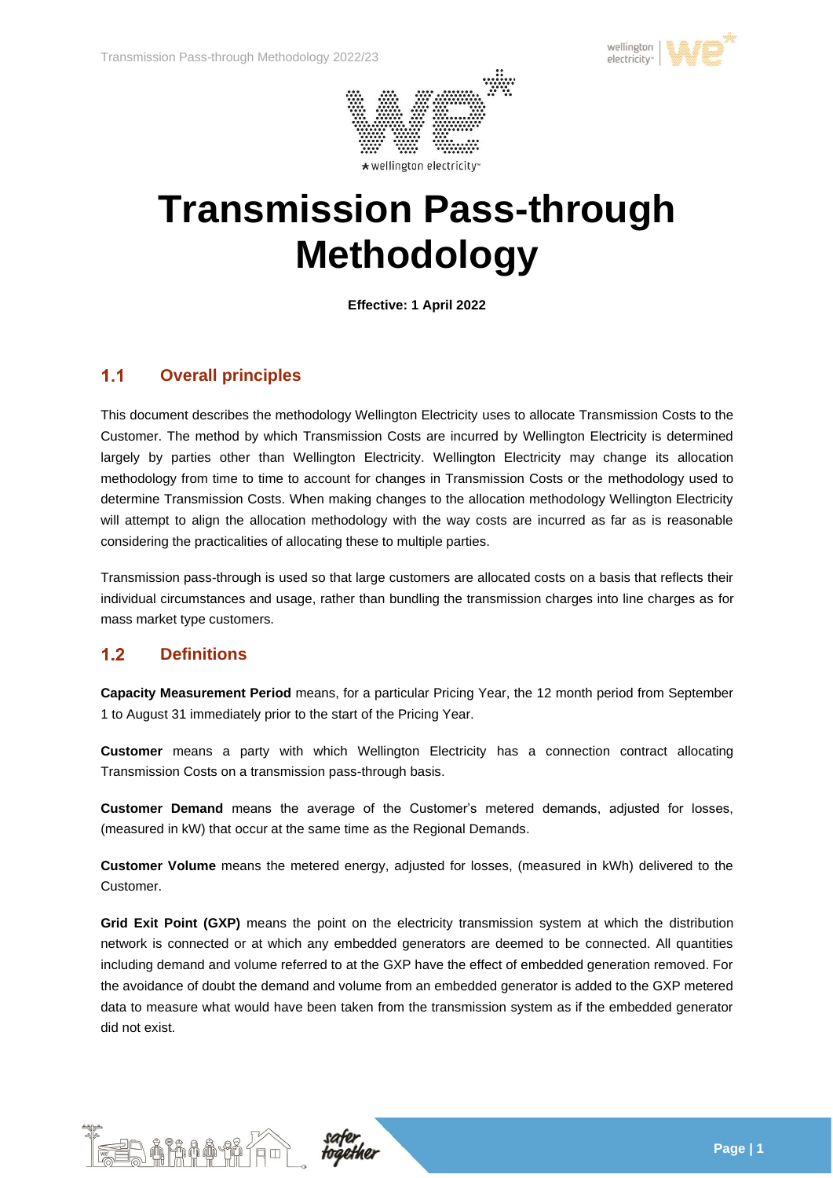# Transmission Pass-through Methodology

**Effective: 1 April 2022**

## 1.1 Overall principles

This document describes the methodology Wellington Electricity uses to allocate Transmission Costs to the Customer. The method by which Transmission Costs are incurred by Wellington Electricity is determined largely by parties other than Wellington Electricity. Wellington Electricity may change its allocation methodology from time to time to account for changes in Transmission Costs or the methodology used to determine Transmission Costs. When making changes to the allocation methodology Wellington Electricity will attempt to align the allocation methodology with the way costs are incurred as far as is reasonable considering the practicalities of allocating these to multiple parties.

Transmission pass-through is used so that large customers are allocated costs on a basis that reflects their individual circumstances and usage, rather than bundling the transmission charges into line charges as for mass market type customers.

## 1.2 Definitions

**Capacity Measurement Period** means, for a particular Pricing Year, the 12 month period from September 1 to August 31 immediately prior to the start of the Pricing Year.

**Customer** means a party with which Wellington Electricity has a connection contract allocating Transmission Costs on a transmission pass-through basis.

**Customer Demand** means the average of the Customer's metered demands, adjusted for losses, (measured in kW) that occur at the same time as the Regional Demands.

**Customer Volume** means the metered energy, adjusted for losses, (measured in kWh) delivered to the Customer.

**Grid Exit Point (GXP)** means the point on the electricity transmission system at which the distribution network is connected or at which any embedded generators are deemed to be connected. All quantities including demand and volume referred to at the GXP have the effect of embedded generation removed. For the avoidance of doubt the demand and volume from an embedded generator is added to the GXP metered data to measure what would have been taken from the transmission system as if the embedded generator did not exist.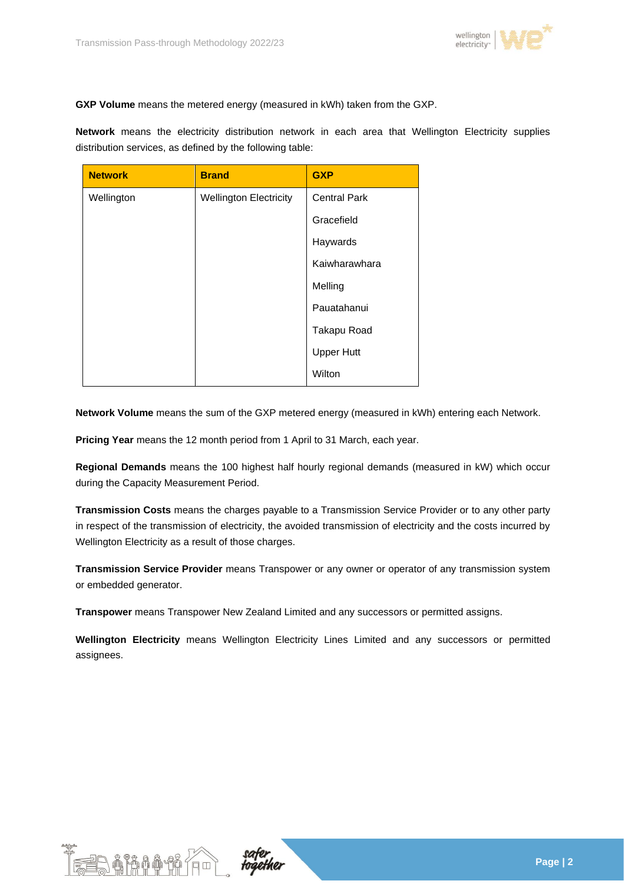**GXP Volume** means the metered energy (measured in kWh) taken from the GXP.

**Network** means the electricity distribution network in each area that Wellington Electricity supplies distribution services, as defined by the following table:

| Network | Brand | GXP |
|---|---|---|
| Wellington | Wellington Electricity | Central Park |
| | | Gracefield |
| | | Haywards |
| | | Kaiwharawhara |
| | | Melling |
| | | Pauatahanui |
| | | Takapu Road |
| | | Upper Hutt |
| | | Wilton |

**Network Volume** means the sum of the GXP metered energy (measured in kWh) entering each Network.

**Pricing Year** means the 12 month period from 1 April to 31 March, each year.

**Regional Demands** means the 100 highest half hourly regional demands (measured in kW) which occur during the Capacity Measurement Period.

**Transmission Costs** means the charges payable to a Transmission Service Provider or to any other party in respect of the transmission of electricity, the avoided transmission of electricity and the costs incurred by Wellington Electricity as a result of those charges.

**Transmission Service Provider** means Transpower or any owner or operator of any transmission system or embedded generator.

**Transpower** means Transpower New Zealand Limited and any successors or permitted assigns.

**Wellington Electricity** means Wellington Electricity Lines Limited and any successors or permitted assignees.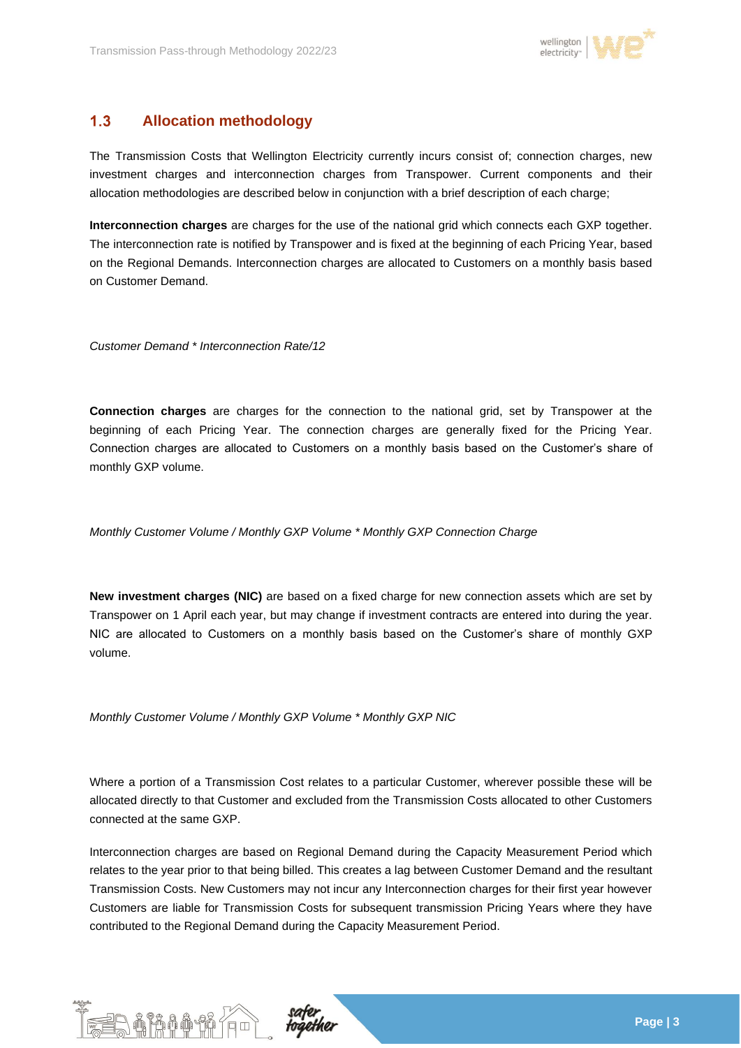## 1.3 Allocation methodology

The Transmission Costs that Wellington Electricity currently incurs consist of; connection charges, new investment charges and interconnection charges from Transpower. Current components and their allocation methodologies are described below in conjunction with a brief description of each charge;

**Interconnection charges** are charges for the use of the national grid which connects each GXP together. The interconnection rate is notified by Transpower and is fixed at the beginning of each Pricing Year, based on the Regional Demands. Interconnection charges are allocated to Customers on a monthly basis based on Customer Demand.

*Customer Demand * Interconnection Rate/12*

**Connection charges** are charges for the connection to the national grid, set by Transpower at the beginning of each Pricing Year. The connection charges are generally fixed for the Pricing Year. Connection charges are allocated to Customers on a monthly basis based on the Customer's share of monthly GXP volume.

*Monthly Customer Volume / Monthly GXP Volume * Monthly GXP Connection Charge*

**New investment charges (NIC)** are based on a fixed charge for new connection assets which are set by Transpower on 1 April each year, but may change if investment contracts are entered into during the year. NIC are allocated to Customers on a monthly basis based on the Customer's share of monthly GXP volume.

*Monthly Customer Volume / Monthly GXP Volume * Monthly GXP NIC*

Where a portion of a Transmission Cost relates to a particular Customer, wherever possible these will be allocated directly to that Customer and excluded from the Transmission Costs allocated to other Customers connected at the same GXP.

Interconnection charges are based on Regional Demand during the Capacity Measurement Period which relates to the year prior to that being billed. This creates a lag between Customer Demand and the resultant Transmission Costs. New Customers may not incur any Interconnection charges for their first year however Customers are liable for Transmission Costs for subsequent transmission Pricing Years where they have contributed to the Regional Demand during the Capacity Measurement Period.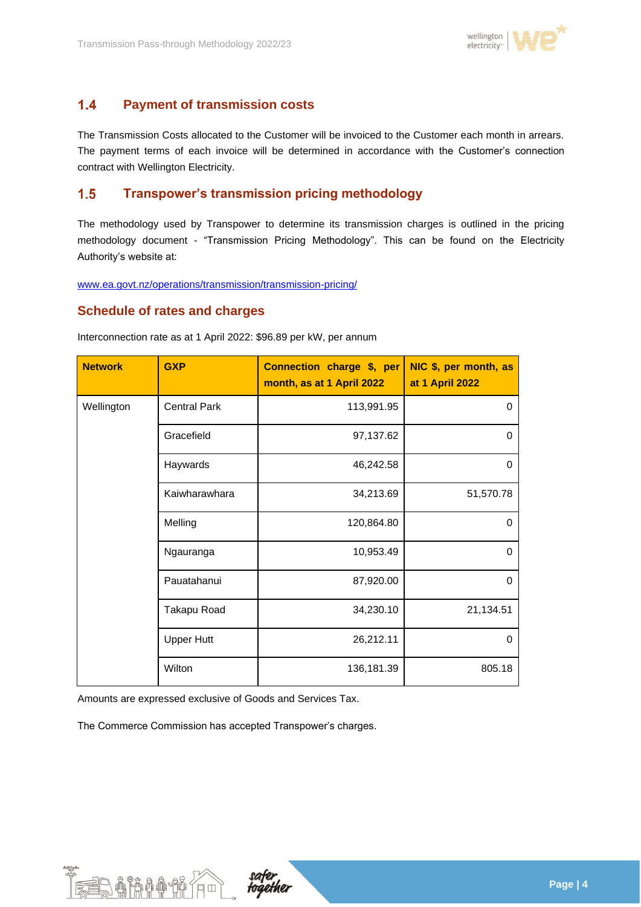## 1.4 Payment of transmission costs

The Transmission Costs allocated to the Customer will be invoiced to the Customer each month in arrears. The payment terms of each invoice will be determined in accordance with the Customer's connection contract with Wellington Electricity.

## 1.5 Transpower's transmission pricing methodology

The methodology used by Transpower to determine its transmission charges is outlined in the pricing methodology document - "Transmission Pricing Methodology". This can be found on the Electricity Authority's website at:

[www.ea.govt.nz/operations/transmission/transmission-pricing/](www.ea.govt.nz/operations/transmission/transmission-pricing/)

## Schedule of rates and charges

Interconnection rate as at 1 April 2022: $96.89 per kW, per annum

| Network | GXP | Connection charge $, per month, as at 1 April 2022 | NIC $, per month, as at 1 April 2022 |
|---|---|---|---|
| Wellington | Central Park | 113,991.95 | 0 |
| | Gracefield | 97,137.62 | 0 |
| | Haywards | 46,242.58 | 0 |
| | Kaiwharawhara | 34,213.69 | 51,570.78 |
| | Melling | 120,864.80 | 0 |
| | Ngauranga | 10,953.49 | 0 |
| | Pauatahanui | 87,920.00 | 0 |
| | Takapu Road | 34,230.10 | 21,134.51 |
| | Upper Hutt | 26,212.11 | 0 |
| | Wilton | 136,181.39 | 805.18 |

Amounts are expressed exclusive of Goods and Services Tax.

The Commerce Commission has accepted Transpower's charges.